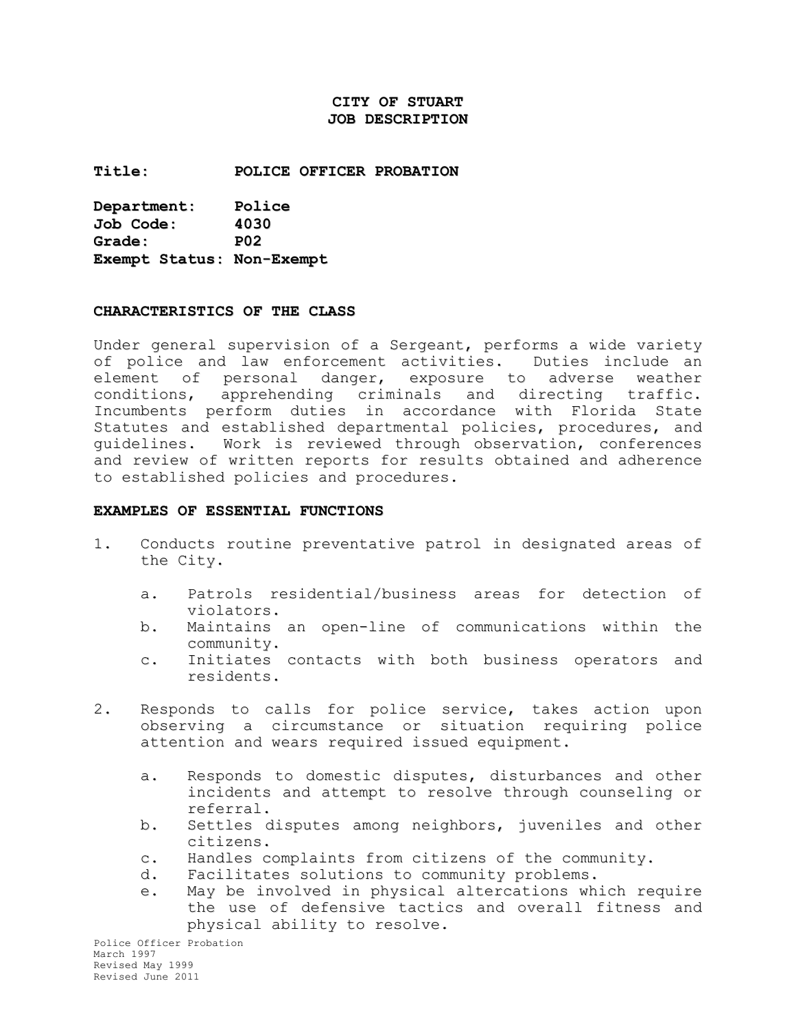# CITY OF STUART
# JOB DESCRIPTION

**Title:** POLICE OFFICER PROBATION

**Department:** Police
**Job Code:** 4030
**Grade:** P02
**Exempt Status:** Non-Exempt

## CHARACTERISTICS OF THE CLASS

Under general supervision of a Sergeant, performs a wide variety of police and law enforcement activities. Duties include an element of personal danger, exposure to adverse weather conditions, apprehending criminals and directing traffic. Incumbents perform duties in accordance with Florida State Statutes and established departmental policies, procedures, and guidelines. Work is reviewed through observation, conferences and review of written reports for results obtained and adherence to established policies and procedures.

## EXAMPLES OF ESSENTIAL FUNCTIONS

1. Conducts routine preventative patrol in designated areas of the City.

   a. Patrols residential/business areas for detection of violators.
   b. Maintains an open-line of communications within the community.
   c. Initiates contacts with both business operators and residents.

2. Responds to calls for police service, takes action upon observing a circumstance or situation requiring police attention and wears required issued equipment.

   a. Responds to domestic disputes, disturbances and other incidents and attempt to resolve through counseling or referral.
   b. Settles disputes among neighbors, juveniles and other citizens.
   c. Handles complaints from citizens of the community.
   d. Facilitates solutions to community problems.
   e. May be involved in physical altercations which require the use of defensive tactics and overall fitness and physical ability to resolve.

Police Officer Probation
March 1997
Revised May 1999
Revised June 2011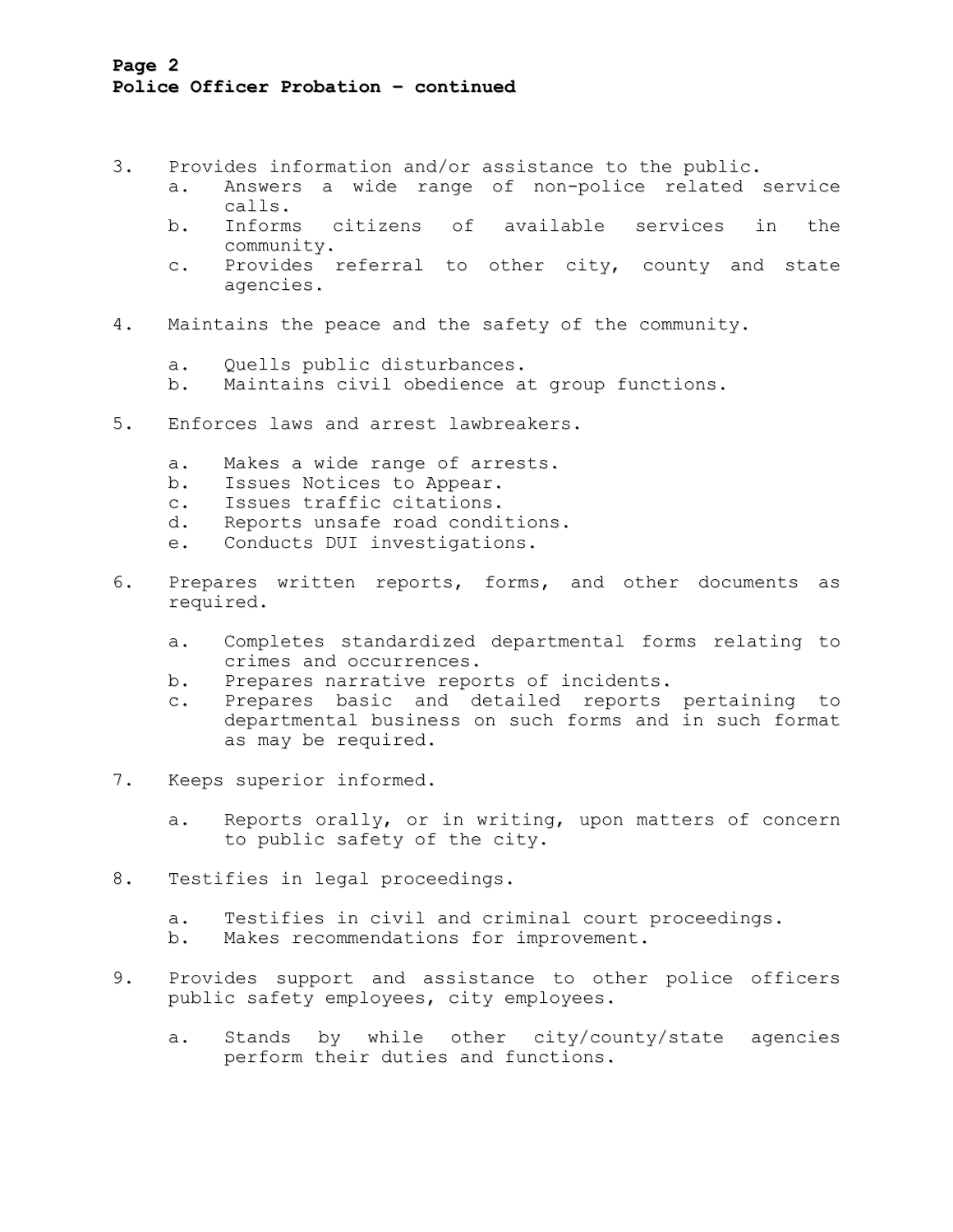**Page 2**
**Police Officer Probation – continued**

3. Provides information and/or assistance to the public.
   a. Answers a wide range of non-police related service calls.
   b. Informs citizens of available services in the community.
   c. Provides referral to other city, county and state agencies.

4. Maintains the peace and the safety of the community.

   a. Quells public disturbances.
   b. Maintains civil obedience at group functions.

5. Enforces laws and arrest lawbreakers.

   a. Makes a wide range of arrests.
   b. Issues Notices to Appear.
   c. Issues traffic citations.
   d. Reports unsafe road conditions.
   e. Conducts DUI investigations.

6. Prepares written reports, forms, and other documents as required.

   a. Completes standardized departmental forms relating to crimes and occurrences.
   b. Prepares narrative reports of incidents.
   c. Prepares basic and detailed reports pertaining to departmental business on such forms and in such format as may be required.

7. Keeps superior informed.

   a. Reports orally, or in writing, upon matters of concern to public safety of the city.

8. Testifies in legal proceedings.

   a. Testifies in civil and criminal court proceedings.
   b. Makes recommendations for improvement.

9. Provides support and assistance to other police officers public safety employees, city employees.

   a. Stands by while other city/county/state agencies perform their duties and functions.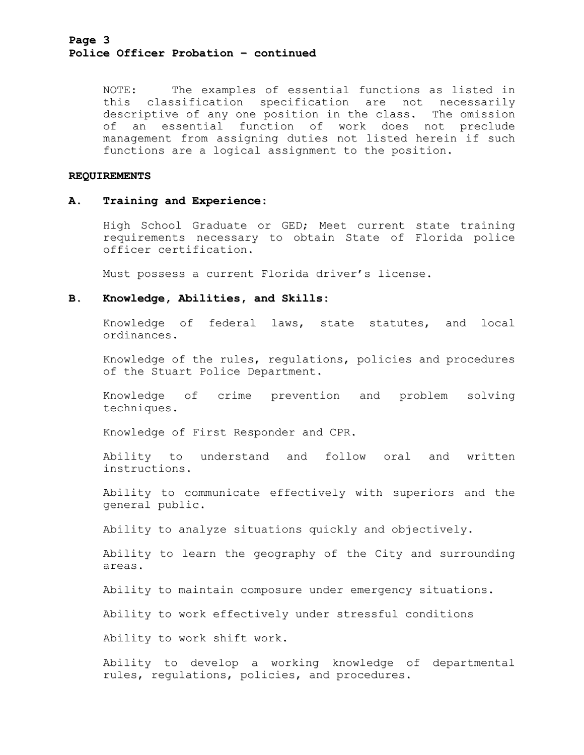NOTE: The examples of essential functions as listed in this classification specification are not necessarily descriptive of any one position in the class. The omission of an essential function of work does not preclude management from assigning duties not listed herein if such functions are a logical assignment to the position.

**REQUIREMENTS**

**A. Training and Experience:**

High School Graduate or GED; Meet current state training requirements necessary to obtain State of Florida police officer certification.

Must possess a current Florida driver's license.

**B. Knowledge, Abilities, and Skills:**

Knowledge of federal laws, state statutes, and local ordinances.

Knowledge of the rules, regulations, policies and procedures of the Stuart Police Department.

Knowledge of crime prevention and problem solving techniques.

Knowledge of First Responder and CPR.

Ability to understand and follow oral and written instructions.

Ability to communicate effectively with superiors and the general public.

Ability to analyze situations quickly and objectively.

Ability to learn the geography of the City and surrounding areas.

Ability to maintain composure under emergency situations.

Ability to work effectively under stressful conditions

Ability to work shift work.

Ability to develop a working knowledge of departmental rules, regulations, policies, and procedures.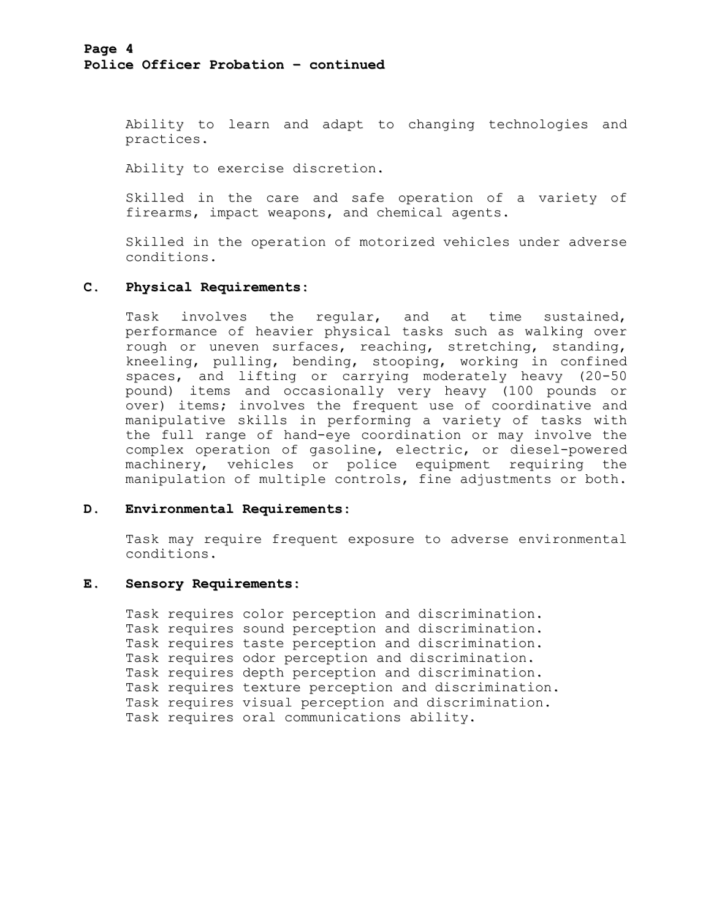Ability to learn and adapt to changing technologies and practices.

Ability to exercise discretion.

Skilled in the care and safe operation of a variety of firearms, impact weapons, and chemical agents.

Skilled in the operation of motorized vehicles under adverse conditions.

**C. Physical Requirements:**

Task involves the regular, and at time sustained, performance of heavier physical tasks such as walking over rough or uneven surfaces, reaching, stretching, standing, kneeling, pulling, bending, stooping, working in confined spaces, and lifting or carrying moderately heavy (20-50 pound) items and occasionally very heavy (100 pounds or over) items; involves the frequent use of coordinative and manipulative skills in performing a variety of tasks with the full range of hand-eye coordination or may involve the complex operation of gasoline, electric, or diesel-powered machinery, vehicles or police equipment requiring the manipulation of multiple controls, fine adjustments or both.

**D. Environmental Requirements:**

Task may require frequent exposure to adverse environmental conditions.

**E. Sensory Requirements:**

Task requires color perception and discrimination.
Task requires sound perception and discrimination.
Task requires taste perception and discrimination.
Task requires odor perception and discrimination.
Task requires depth perception and discrimination.
Task requires texture perception and discrimination.
Task requires visual perception and discrimination.
Task requires oral communications ability.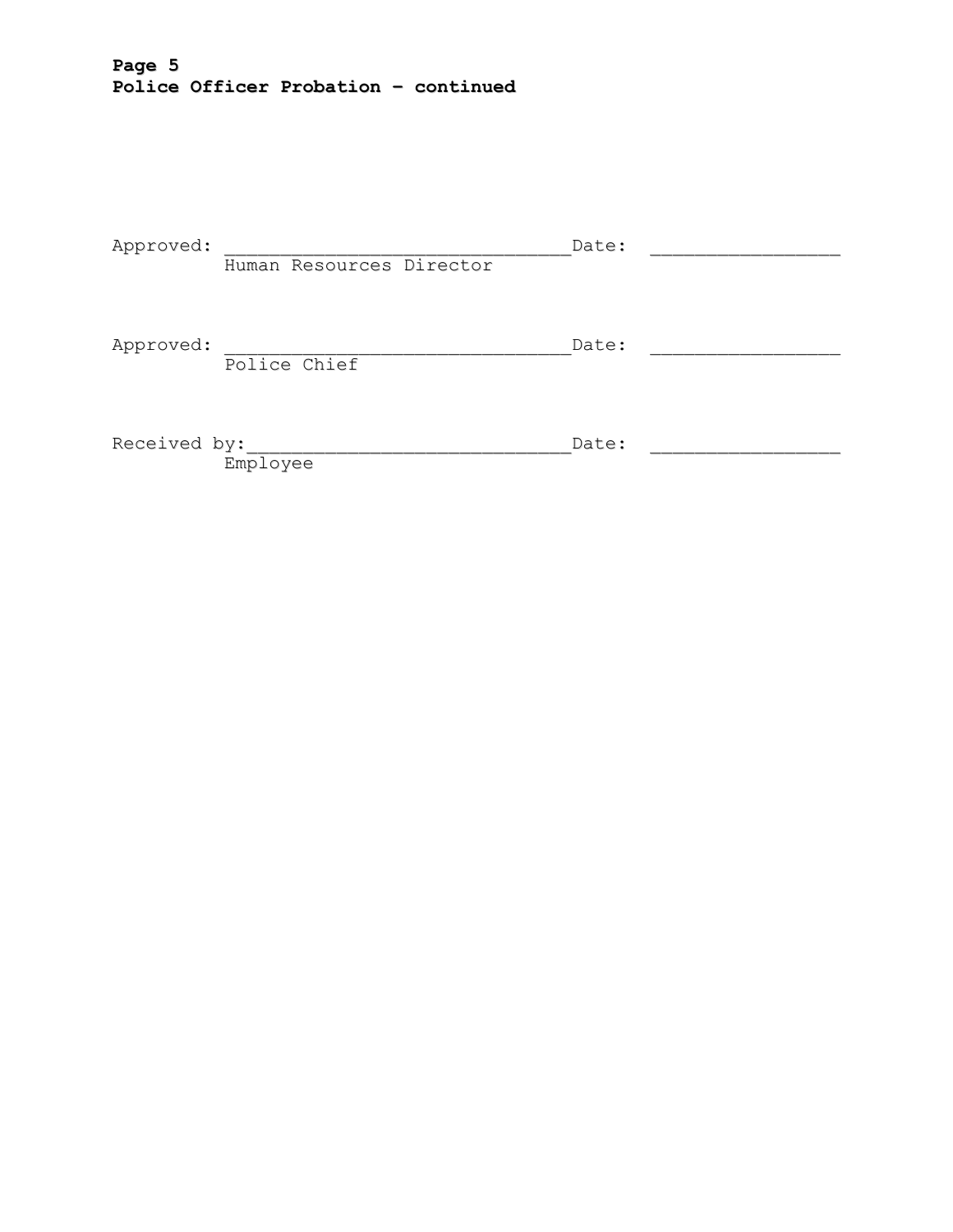**Page 5**
**Police Officer Probation – continued**

Approved: ________________________________Date: _________________
Human Resources Director

Approved: ________________________________Date: _________________
Police Chief

Received by:______________________________Date: _________________
Employee